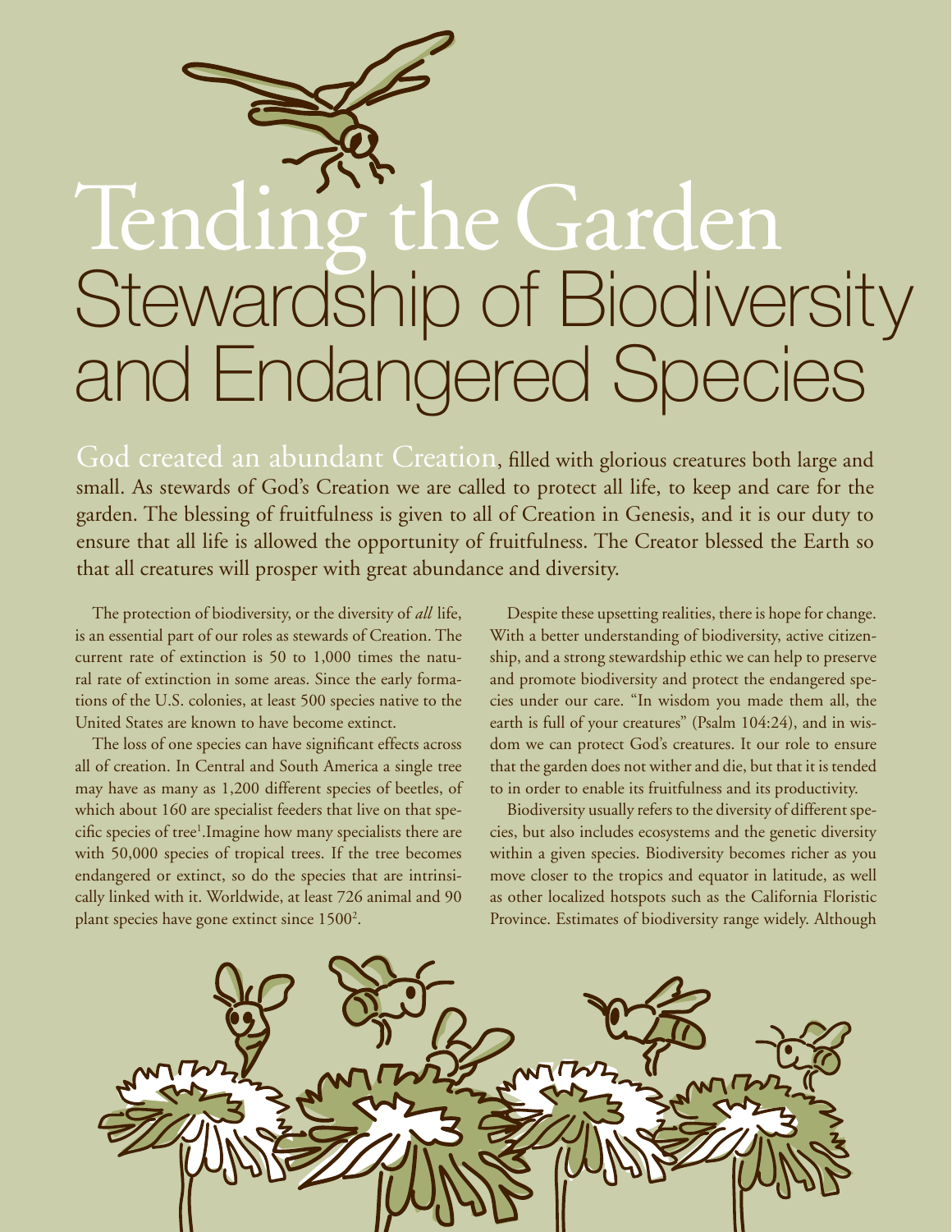# Tending the Garden

## Stewardship of Biodiversity and Endangered Species

God created an abundant Creation, filled with glorious creatures both large and small. As stewards of God's Creation we are called to protect all life, to keep and care for the garden. The blessing of fruitfulness is given to all of Creation in Genesis, and it is our duty to ensure that all life is allowed the opportunity of fruitfulness. The Creator blessed the Earth so that all creatures will prosper with great abundance and diversity.

The protection of biodiversity, or the diversity of *all* life, is an essential part of our roles as stewards of Creation. The current rate of extinction is 50 to 1,000 times the natural rate of extinction in some areas. Since the early formations of the U.S. colonies, at least 500 species native to the United States are known to have become extinct.

The loss of one species can have significant effects across all of creation. In Central and South America a single tree may have as many as 1,200 different species of beetles, of which about 160 are specialist feeders that live on that specific species of tree[1].Imagine how many specialists there are with 50,000 species of tropical trees. If the tree becomes endangered or extinct, so do the species that are intrinsically linked with it. Worldwide, at least 726 animal and 90 plant species have gone extinct since 1500[2].

Despite these upsetting realities, there is hope for change. With a better understanding of biodiversity, active citizenship, and a strong stewardship ethic we can help to preserve and promote biodiversity and protect the endangered species under our care. "In wisdom you made them all, the earth is full of your creatures" (Psalm 104:24), and in wisdom we can protect God's creatures. It our role to ensure that the garden does not wither and die, but that it is tended to in order to enable its fruitfulness and its productivity.

Biodiversity usually refers to the diversity of different species, but also includes ecosystems and the genetic diversity within a given species. Biodiversity becomes richer as you move closer to the tropics and equator in latitude, as well as other localized hotspots such as the California Floristic Province. Estimates of biodiversity range widely. Although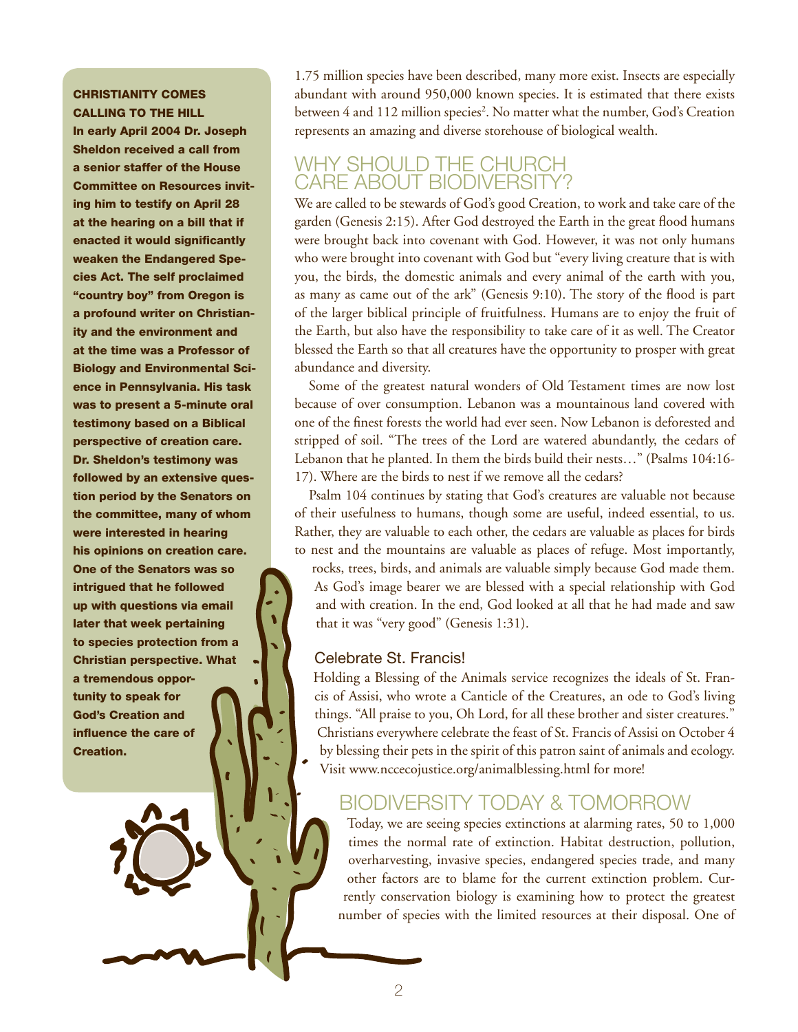1.75 million species have been described, many more exist. Insects are especially abundant with around 950,000 known species. It is estimated that there exists between 4 and 112 million species[2]. No matter what the number, God's Creation represents an amazing and diverse storehouse of biological wealth.

## WHY SHOULD THE CHURCH CARE ABOUT BIODIVERSITY?

We are called to be stewards of God's good Creation, to work and take care of the garden (Genesis 2:15). After God destroyed the Earth in the great flood humans were brought back into covenant with God. However, it was not only humans who were brought into covenant with God but "every living creature that is with you, the birds, the domestic animals and every animal of the earth with you, as many as came out of the ark" (Genesis 9:10). The story of the flood is part of the larger biblical principle of fruitfulness. Humans are to enjoy the fruit of the Earth, but also have the responsibility to take care of it as well. The Creator blessed the Earth so that all creatures have the opportunity to prosper with great abundance and diversity.

Some of the greatest natural wonders of Old Testament times are now lost because of over consumption. Lebanon was a mountainous land covered with one of the finest forests the world had ever seen. Now Lebanon is deforested and stripped of soil. "The trees of the Lord are watered abundantly, the cedars of Lebanon that he planted. In them the birds build their nests…" (Psalms 104:16-17). Where are the birds to nest if we remove all the cedars?

Psalm 104 continues by stating that God's creatures are valuable not because of their usefulness to humans, though some are useful, indeed essential, to us. Rather, they are valuable to each other, the cedars are valuable as places for birds to nest and the mountains are valuable as places of refuge. Most importantly, rocks, trees, birds, and animals are valuable simply because God made them. As God's image bearer we are blessed with a special relationship with God and with creation. In the end, God looked at all that he had made and saw that it was "very good" (Genesis 1:31).

### Celebrate St. Francis!

Holding a Blessing of the Animals service recognizes the ideals of St. Francis of Assisi, who wrote a Canticle of the Creatures, an ode to God's living things. "All praise to you, Oh Lord, for all these brother and sister creatures." Christians everywhere celebrate the feast of St. Francis of Assisi on October 4 by blessing their pets in the spirit of this patron saint of animals and ecology. Visit www.nccecojustice.org/animalblessing.html for more!

**CHRISTIANITY COMES CALLING TO THE HILL**

**In early April 2004 Dr. Joseph Sheldon received a call from a senior staffer of the House Committee on Resources inviting him to testify on April 28 at the hearing on a bill that if enacted it would significantly weaken the Endangered Species Act. The self proclaimed "country boy" from Oregon is a profound writer on Christianity and the environment and at the time was a Professor of Biology and Environmental Science in Pennsylvania. His task was to present a 5-minute oral testimony based on a Biblical perspective of creation care. Dr. Sheldon's testimony was followed by an extensive question period by the Senators on the committee, many of whom were interested in hearing his opinions on creation care. One of the Senators was so intrigued that he followed up with questions via email later that week pertaining to species protection from a Christian perspective. What a tremendous opportunity to speak for God's Creation and influence the care of Creation.**

## BIODIVERSITY TODAY & TOMORROW

Today, we are seeing species extinctions at alarming rates, 50 to 1,000 times the normal rate of extinction. Habitat destruction, pollution, overharvesting, invasive species, endangered species trade, and many other factors are to blame for the current extinction problem. Currently conservation biology is examining how to protect the greatest number of species with the limited resources at their disposal. One of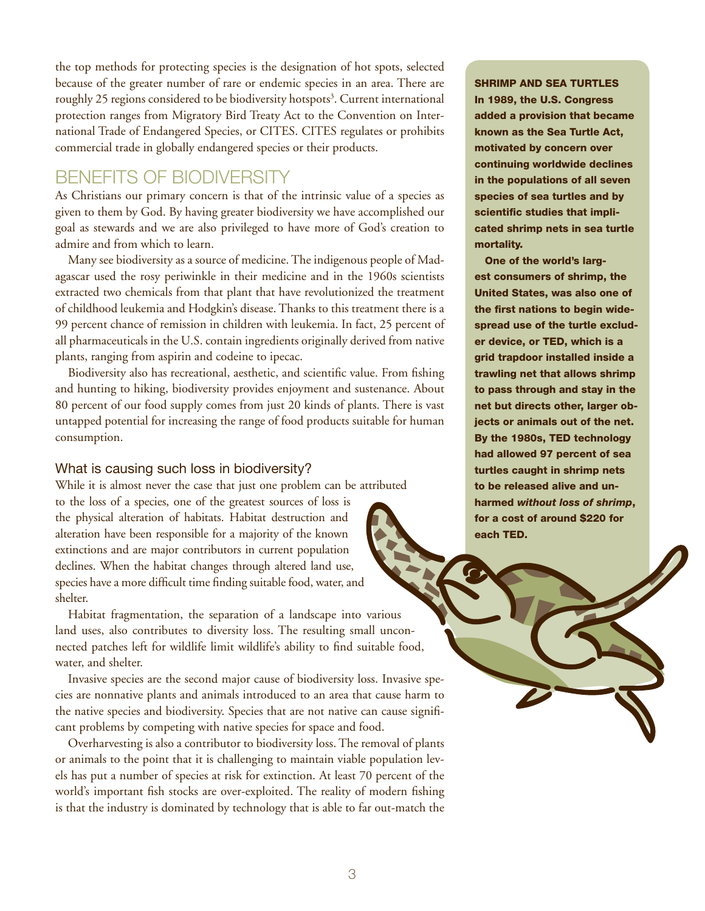the top methods for protecting species is the designation of hot spots, selected because of the greater number of rare or endemic species in an area. There are roughly 25 regions considered to be biodiversity hotspots[3]. Current international protection ranges from Migratory Bird Treaty Act to the Convention on International Trade of Endangered Species, or CITES. CITES regulates or prohibits commercial trade in globally endangered species or their products.

## BENEFITS OF BIODIVERSITY

As Christians our primary concern is that of the intrinsic value of a species as given to them by God. By having greater biodiversity we have accomplished our goal as stewards and we are also privileged to have more of God's creation to admire and from which to learn.

Many see biodiversity as a source of medicine. The indigenous people of Madagascar used the rosy periwinkle in their medicine and in the 1960s scientists extracted two chemicals from that plant that have revolutionized the treatment of childhood leukemia and Hodgkin's disease. Thanks to this treatment there is a 99 percent chance of remission in children with leukemia. In fact, 25 percent of all pharmaceuticals in the U.S. contain ingredients originally derived from native plants, ranging from aspirin and codeine to ipecac.

Biodiversity also has recreational, aesthetic, and scientific value. From fishing and hunting to hiking, biodiversity provides enjoyment and sustenance. About 80 percent of our food supply comes from just 20 kinds of plants. There is vast untapped potential for increasing the range of food products suitable for human consumption.

### What is causing such loss in biodiversity?

While it is almost never the case that just one problem can be attributed to the loss of a species, one of the greatest sources of loss is the physical alteration of habitats. Habitat destruction and alteration have been responsible for a majority of the known extinctions and are major contributors in current population declines. When the habitat changes through altered land use, species have a more difficult time finding suitable food, water, and shelter.

Habitat fragmentation, the separation of a landscape into various land uses, also contributes to diversity loss. The resulting small unconnected patches left for wildlife limit wildlife's ability to find suitable food, water, and shelter.

Invasive species are the second major cause of biodiversity loss. Invasive species are nonnative plants and animals introduced to an area that cause harm to the native species and biodiversity. Species that are not native can cause significant problems by competing with native species for space and food.

Overharvesting is also a contributor to biodiversity loss. The removal of plants or animals to the point that it is challenging to maintain viable population levels has put a number of species at risk for extinction. At least 70 percent of the world's important fish stocks are over-exploited. The reality of modern fishing is that the industry is dominated by technology that is able to far out-match the

**SHRIMP AND SEA TURTLES**

**In 1989, the U.S. Congress added a provision that became known as the Sea Turtle Act, motivated by concern over continuing worldwide declines in the populations of all seven species of sea turtles and by scientific studies that implicated shrimp nets in sea turtle mortality.**

**One of the world's largest consumers of shrimp, the United States, was also one of the first nations to begin widespread use of the turtle excluder device, or TED, which is a grid trapdoor installed inside a trawling net that allows shrimp to pass through and stay in the net but directs other, larger objects or animals out of the net. By the 1980s, TED technology had allowed 97 percent of sea turtles caught in shrimp nets to be released alive and unharmed *without loss of shrimp*, for a cost of around $220 for each TED.**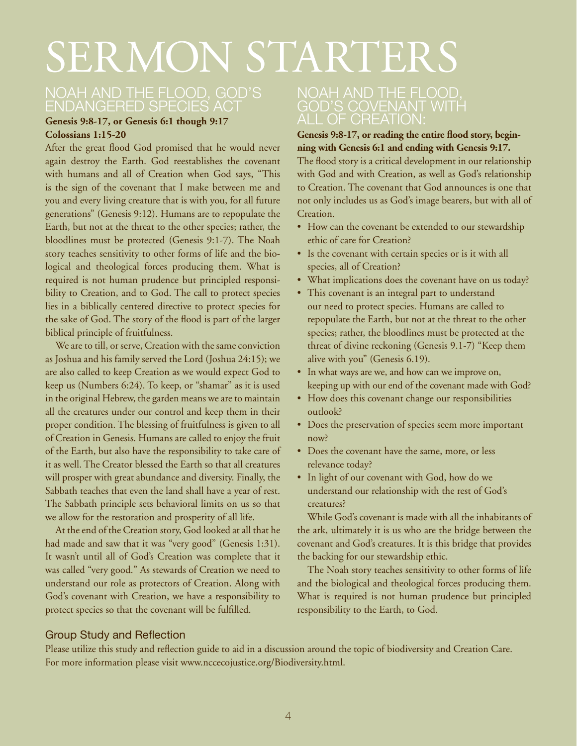# SERMON STARTERS

## NOAH AND THE FLOOD, GOD'S ENDANGERED SPECIES ACT

**Genesis 9:8-17, or Genesis 6:1 though 9:17**
**Colossians 1:15-20**

After the great flood God promised that he would never again destroy the Earth. God reestablishes the covenant with humans and all of Creation when God says, "This is the sign of the covenant that I make between me and you and every living creature that is with you, for all future generations" (Genesis 9:12). Humans are to repopulate the Earth, but not at the threat to the other species; rather, the bloodlines must be protected (Genesis 9:1-7). The Noah story teaches sensitivity to other forms of life and the biological and theological forces producing them. What is required is not human prudence but principled responsibility to Creation, and to God. The call to protect species lies in a biblically centered directive to protect species for the sake of God. The story of the flood is part of the larger biblical principle of fruitfulness.

We are to till, or serve, Creation with the same conviction as Joshua and his family served the Lord (Joshua 24:15); we are also called to keep Creation as we would expect God to keep us (Numbers 6:24). To keep, or "shamar" as it is used in the original Hebrew, the garden means we are to maintain all the creatures under our control and keep them in their proper condition. The blessing of fruitfulness is given to all of Creation in Genesis. Humans are called to enjoy the fruit of the Earth, but also have the responsibility to take care of it as well. The Creator blessed the Earth so that all creatures will prosper with great abundance and diversity. Finally, the Sabbath teaches that even the land shall have a year of rest. The Sabbath principle sets behavioral limits on us so that we allow for the restoration and prosperity of all life.

At the end of the Creation story, God looked at all that he had made and saw that it was "very good" (Genesis 1:31). It wasn't until all of God's Creation was complete that it was called "very good." As stewards of Creation we need to understand our role as protectors of Creation. Along with God's covenant with Creation, we have a responsibility to protect species so that the covenant will be fulfilled.

## NOAH AND THE FLOOD, GOD'S COVENANT WITH ALL OF CREATION:

**Genesis 9:8-17, or reading the entire flood story, beginning with Genesis 6:1 and ending with Genesis 9:17.**

The flood story is a critical development in our relationship with God and with Creation, as well as God's relationship to Creation. The covenant that God announces is one that not only includes us as God's image bearers, but with all of Creation.

- How can the covenant be extended to our stewardship ethic of care for Creation?
- Is the covenant with certain species or is it with all species, all of Creation?
- What implications does the covenant have on us today?
- This covenant is an integral part to understand our need to protect species. Humans are called to repopulate the Earth, but not at the threat to the other species; rather, the bloodlines must be protected at the threat of divine reckoning (Genesis 9.1-7) "Keep them alive with you" (Genesis 6.19).
- In what ways are we, and how can we improve on, keeping up with our end of the covenant made with God?
- How does this covenant change our responsibilities outlook?
- Does the preservation of species seem more important now?
- Does the covenant have the same, more, or less relevance today?
- In light of our covenant with God, how do we understand our relationship with the rest of God's creatures?

While God's covenant is made with all the inhabitants of the ark, ultimately it is us who are the bridge between the covenant and God's creatures. It is this bridge that provides the backing for our stewardship ethic.

The Noah story teaches sensitivity to other forms of life and the biological and theological forces producing them. What is required is not human prudence but principled responsibility to the Earth, to God.

### Group Study and Reflection

Please utilize this study and reflection guide to aid in a discussion around the topic of biodiversity and Creation Care. For more information please visit www.nccecojustice.org/Biodiversity.html.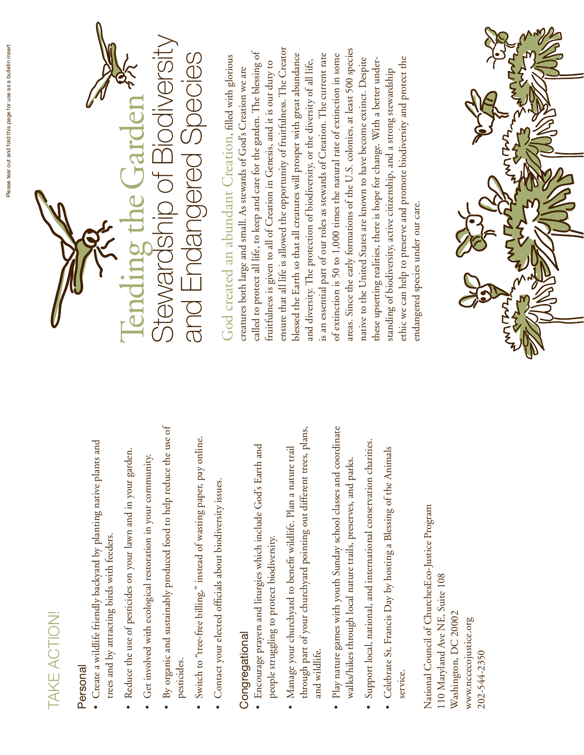Please tear out and fold this page for use as a bulletin insert

# Tending the Garden

## Stewardship of Biodiversity and Endangered Species

God created an abundant Creation, filled with glorious creatures both large and small. As stewards of God's Creation we are called to protect all life, to keep and care for the garden. The blessing of fruitfulness is given to all of Creation in Genesis, and it is our duty to ensure that all life is allowed the opportunity of fruitfulness. The Creator blessed the Earth so that all creatures will prosper with great abundance and diversity. The protection of biodiversity, or the diversity of all life, is an essential part of our roles as stewards of Creation. The current rate of extinction is 50 to 1,000 times the natural rate of extinction in some areas. Since the early formations of the U.S. colonies, at least 500 species native to the United States are known to have become extinct. Despite these upsetting realities, there is hope for change. With a better understanding of biodiversity, active citizenship, and a strong stewardship ethic we can help to preserve and promote biodiversity and protect the endangered species under our care.

## TAKE ACTION!

### Personal

- Create a wildlife friendly backyard by planting native plants and trees and by attracting birds with feeders.
- Reduce the use of pesticides on your lawn and in your garden.
- Get involved with ecological restoration in your community.
- By organic and sustainably produced food to help reduce the use of pesticides.
- Switch to "tree-free billing," instead of wasting paper, pay online.
- Contact your elected officials about biodiversity issues.

### Congregational

- Encourage prayers and liturgies which include God's Earth and people struggling to protect biodiversity.
- Manage your churchyard to benefit wildlife. Plan a nature trail through part of your churchyard pointing out different trees, plans, and wildlife.
- Play nature games with youth Sunday school classes and coordinate walks/hikes through local nature trails, preserves, and parks.
- Support local, national, and international conservation charities.
- Celebrate St. Francis Day by hosting a Blessing of the Animals service.

National Council of ChurchesEco-Justice Program
110 Maryland Ave NE, Suite 108
Washington, DC 20002
www.nccecojustice.org
202-544-2350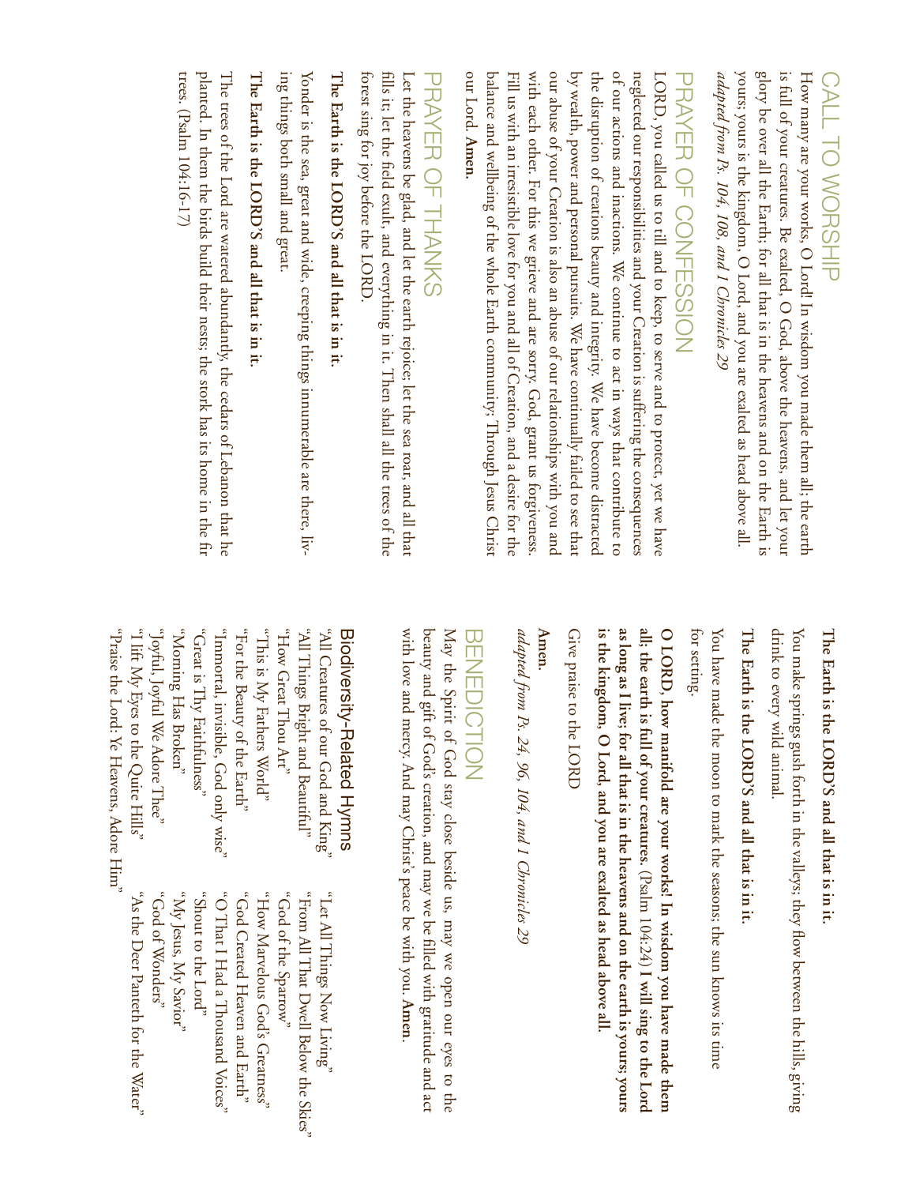## CALL TO WORSHIP

How many are your works, O Lord! In wisdom you made them all; the earth is full of your creatures. Be exalted, O God, above the heavens, and let your glory be over all the Earth; for all that is in the heavens and on the Earth is yours; yours is the kingdom, O Lord, and you are exalted as head above all.
*adapted from Ps. 104, 108, and 1 Chronicles 29*

## PRAYER OF CONFESSION

LORD, you called us to till and to keep, to serve and to protect, yet we have neglected our responsibilities and your Creation is suffering the consequences of our actions and inactions. We continue to act in ways that contribute to the disruption of creations beauty and integrity. We have become distracted by wealth, power and personal pursuits. We have continually failed to see that our abuse of your Creation is also an abuse of our relationships with you and with each other. For this we grieve and are sorry. God, grant us forgiveness. Fill us with an irresistible love for you and all of Creation, and a desire for the balance and wellbeing of the whole Earth community; Through Jesus Christ our Lord. **Amen.**

## PRAYER OF THANKS

Let the heavens be glad, and let the earth rejoice; let the sea roar, and all that fills it; let the field exult, and everything in it. Then shall all the trees of the forest sing for joy before the LORD.

**The Earth is the LORD'S and all that is in it.**

Yonder is the sea, great and wide, creeping things innumerable are there, living things both small and great.

**The Earth is the LORD'S and all that is in it.**

The trees of the Lord are watered abundantly, the cedars of Lebanon that he planted. In them the birds build their nests; the stork has its home in the fir trees. (Psalm 104:16-17)

**The Earth is the LORD'S and all that is in it.**

You make springs gush forth in the valleys; they flow between the hills, giving drink to every wild animal.

**The Earth is the LORD'S and all that is in it.**

You have made the moon to mark the seasons; the sun knows its time for setting.

**O LORD, how manifold are your works! In wisdom you have made them all; the earth is full of your creatures.** (Psalm 104:24) **I will sing to the Lord as long as I live; for all that is in the heavens and on the earth is yours; yours is the kingdom, O Lord, and you are exalted as head above all.**

Give praise to the LORD

**Amen.**

*adapted from Ps. 24, 96, 104, and 1 Chronicles 29*

## BENEDICTION

May the Spirit of God stay close beside us, may we open our eyes to the beauty and gift of God's creation, and may we be filled with gratitude and act with love and mercy. And may Christ's peace be with you. **Amen.**

### Biodiversity-Related Hymns

- "All Creatures of our God and King"
- "All Things Bright and Beautiful"
- "How Great Thou Art"
- "This is My Fathers World"
- "For the Beauty of the Earth"
- "Immortal, invisible, God only wise"
- "Great is Thy Faithfulness"
- "Morning Has Broken"
- "Joyful, Joyful We Adore Thee"
- "I lift My Eyes to the Quite Hills"
- "Praise the Lord: Ye Heavens, Adore Him"
- "Let All Things Now Living"
- "From All That Dwell Below the Skies"
- "God of the Sparrow"
- "How Marvelous God's Greatness"
- "God Created Heaven and Earth"
- "O That I Had a Thousand Voices"
- "Shout to the Lord"
- "My Jesus, My Savior"
- "God of Wonders"
- "As the Deer Panteth for the Water"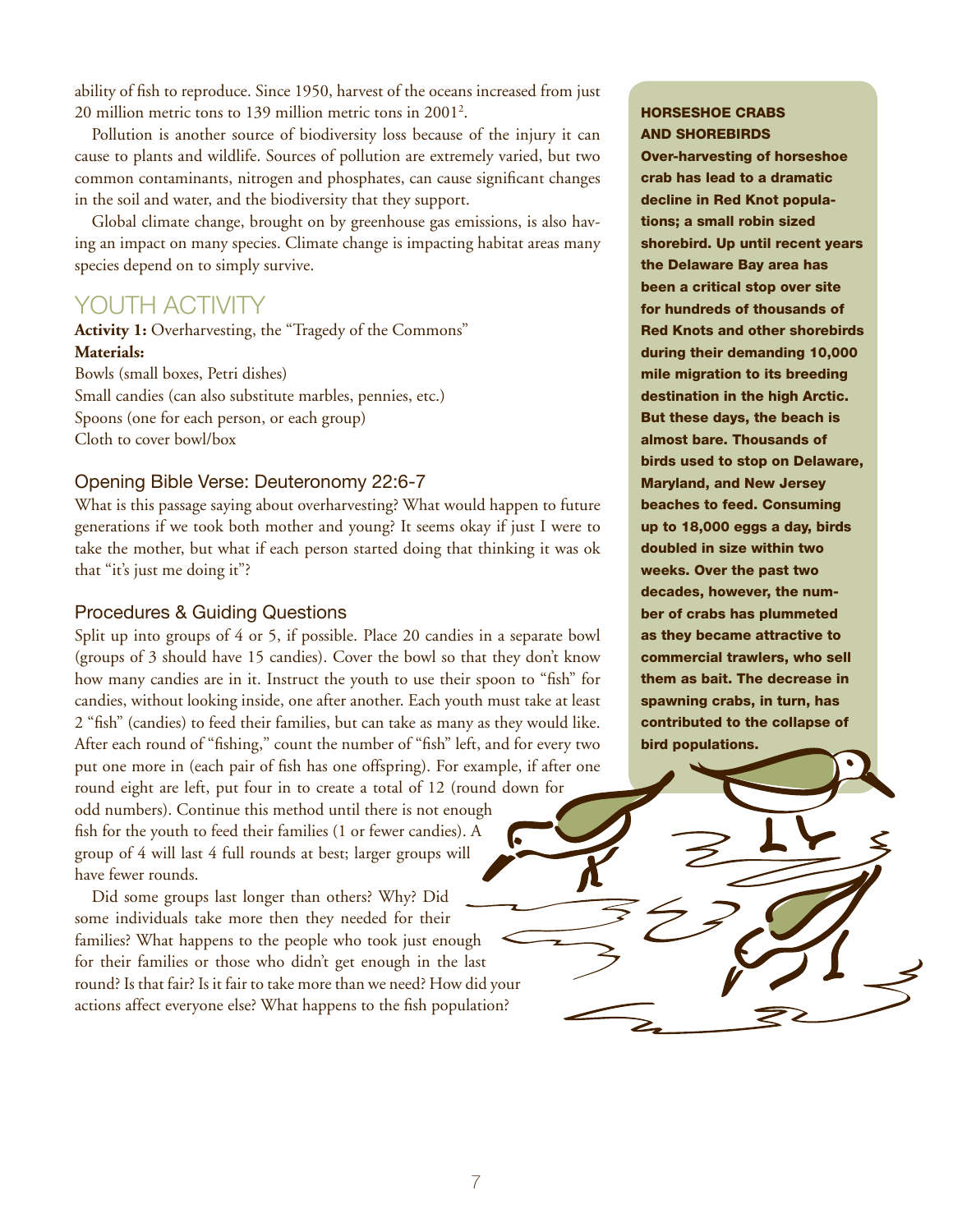ability of fish to reproduce. Since 1950, harvest of the oceans increased from just 20 million metric tons to 139 million metric tons in 2001[2].

Pollution is another source of biodiversity loss because of the injury it can cause to plants and wildlife. Sources of pollution are extremely varied, but two common contaminants, nitrogen and phosphates, can cause significant changes in the soil and water, and the biodiversity that they support.

Global climate change, brought on by greenhouse gas emissions, is also having an impact on many species. Climate change is impacting habitat areas many species depend on to simply survive.

## YOUTH ACTIVITY

**Activity 1:** Overharvesting, the "Tragedy of the Commons"

**Materials:**

Bowls (small boxes, Petri dishes)
Small candies (can also substitute marbles, pennies, etc.)
Spoons (one for each person, or each group)
Cloth to cover bowl/box

### Opening Bible Verse: Deuteronomy 22:6-7

What is this passage saying about overharvesting? What would happen to future generations if we took both mother and young? It seems okay if just I were to take the mother, but what if each person started doing that thinking it was ok that "it's just me doing it"?

### Procedures & Guiding Questions

Split up into groups of 4 or 5, if possible. Place 20 candies in a separate bowl (groups of 3 should have 15 candies). Cover the bowl so that they don't know how many candies are in it. Instruct the youth to use their spoon to "fish" for candies, without looking inside, one after another. Each youth must take at least 2 "fish" (candies) to feed their families, but can take as many as they would like. After each round of "fishing," count the number of "fish" left, and for every two put one more in (each pair of fish has one offspring). For example, if after one round eight are left, put four in to create a total of 12 (round down for odd numbers). Continue this method until there is not enough fish for the youth to feed their families (1 or fewer candies). A group of 4 will last 4 full rounds at best; larger groups will have fewer rounds.

Did some groups last longer than others? Why? Did some individuals take more then they needed for their families? What happens to the people who took just enough for their families or those who didn't get enough in the last round? Is that fair? Is it fair to take more than we need? How did your actions affect everyone else? What happens to the fish population?

**HORSESHOE CRABS AND SHOREBIRDS**

**Over-harvesting of horseshoe crab has lead to a dramatic decline in Red Knot populations; a small robin sized shorebird. Up until recent years the Delaware Bay area has been a critical stop over site for hundreds of thousands of Red Knots and other shorebirds during their demanding 10,000 mile migration to its breeding destination in the high Arctic. But these days, the beach is almost bare. Thousands of birds used to stop on Delaware, Maryland, and New Jersey beaches to feed. Consuming up to 18,000 eggs a day, birds doubled in size within two weeks. Over the past two decades, however, the number of crabs has plummeted as they became attractive to commercial trawlers, who sell them as bait. The decrease in spawning crabs, in turn, has contributed to the collapse of bird populations.**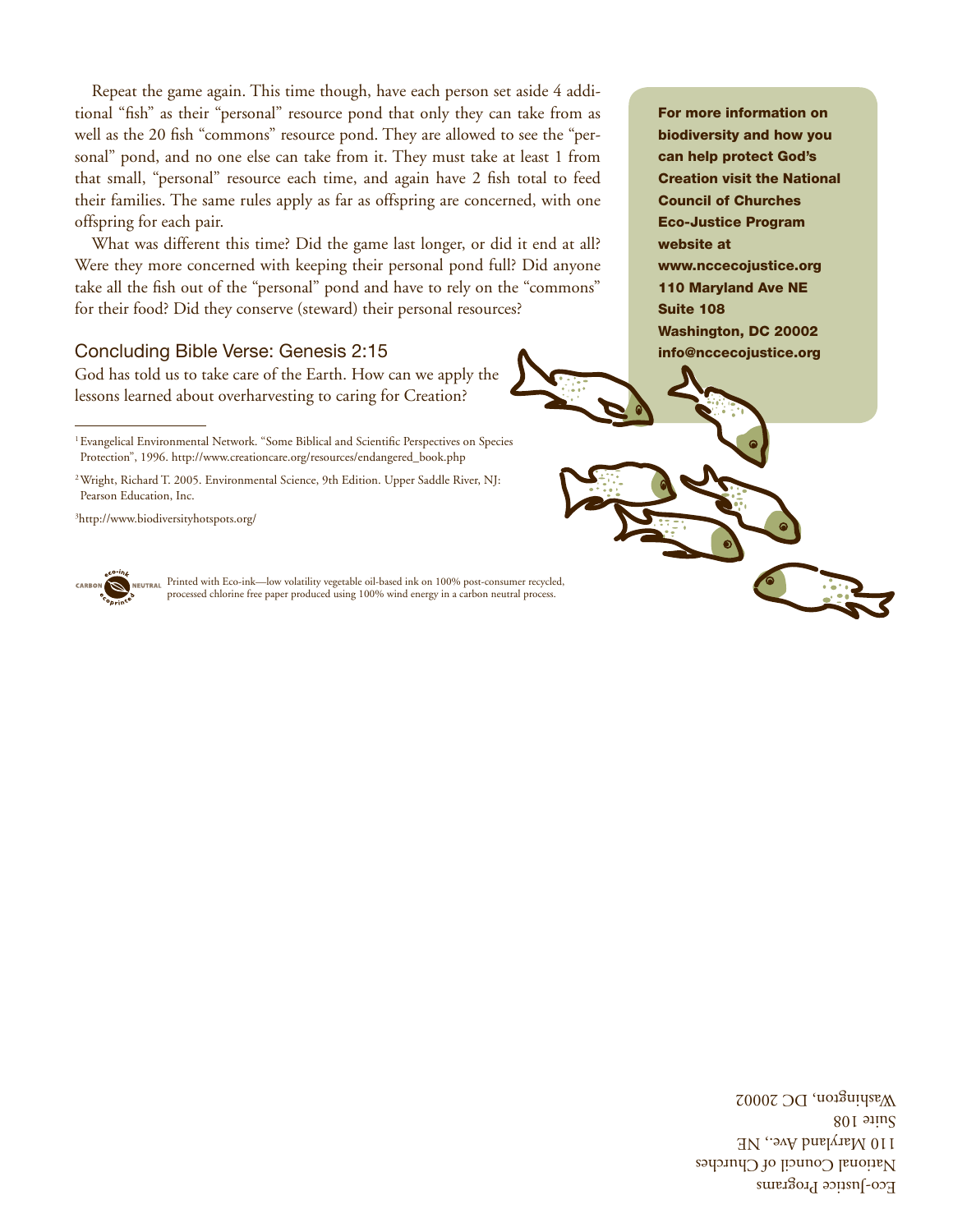Repeat the game again. This time though, have each person set aside 4 additional "fish" as their "personal" resource pond that only they can take from as well as the 20 fish "commons" resource pond. They are allowed to see the "personal" pond, and no one else can take from it. They must take at least 1 from that small, "personal" resource each time, and again have 2 fish total to feed their families. The same rules apply as far as offspring are concerned, with one offspring for each pair.

What was different this time? Did the game last longer, or did it end at all? Were they more concerned with keeping their personal pond full? Did anyone take all the fish out of the "personal" pond and have to rely on the "commons" for their food? Did they conserve (steward) their personal resources?

## Concluding Bible Verse: Genesis 2:15

God has told us to take care of the Earth. How can we apply the lessons learned about overharvesting to caring for Creation?

[1] Evangelical Environmental Network. "Some Biblical and Scientific Perspectives on Species Protection", 1996. http://www.creationcare.org/resources/endangered_book.php

[2] Wright, Richard T. 2005. Environmental Science, 9th Edition. Upper Saddle River, NJ: Pearson Education, Inc.

[3] http://www.biodiversityhotspots.org/

Printed with Eco-ink—low volatility vegetable oil-based ink on 100% post-consumer recycled, processed chlorine free paper produced using 100% wind energy in a carbon neutral process.

**For more information on biodiversity and how you can help protect God's Creation visit the National Council of Churches Eco-Justice Program website at www.nccecojustice.org**
**110 Maryland Ave NE**
**Suite 108**
**Washington, DC 20002**
**info@nccecojustice.org**

Eco-Justice Programs
National Council of Churches
110 Maryland Ave., NE
Suite 108
Washington, DC 20002